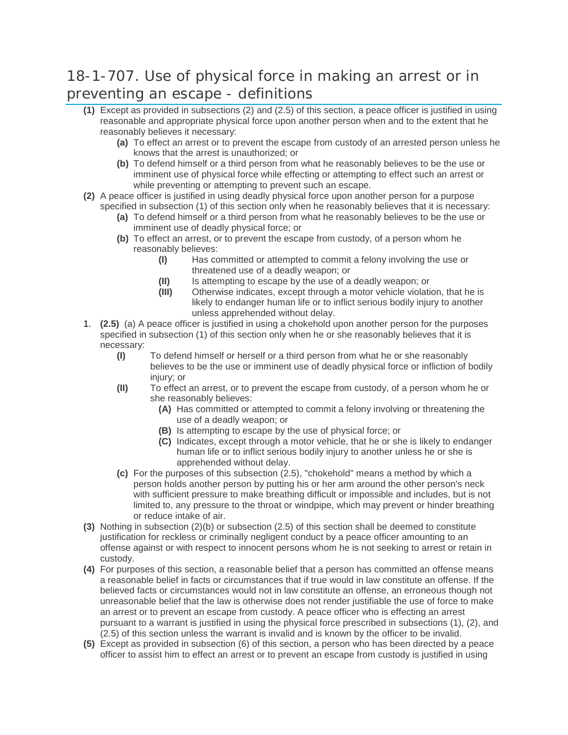# 18-1-707. Use of physical force in making an arrest or in preventing an escape - definitions

**(1)** Except as provided in subsections (2) and (2.5) of this section, a peace officer is justified in using reasonable and appropriate physical force upon another person when and to the extent that he reasonably believes it necessary:

- **(a)** To effect an arrest or to prevent the escape from custody of an arrested person unless he knows that the arrest is unauthorized; or
- **(b)** To defend himself or a third person from what he reasonably believes to be the use or imminent use of physical force while effecting or attempting to effect such an arrest or while preventing or attempting to prevent such an escape.

**(2)** A peace officer is justified in using deadly physical force upon another person for a purpose specified in subsection (1) of this section only when he reasonably believes that it is necessary:

- **(a)** To defend himself or a third person from what he reasonably believes to be the use or imminent use of deadly physical force; or
- **(b)** To effect an arrest, or to prevent the escape from custody, of a person whom he reasonably believes:
  - **(I)** Has committed or attempted to commit a felony involving the use or threatened use of a deadly weapon; or
  - **(II)** Is attempting to escape by the use of a deadly weapon; or
  - **(III)** Otherwise indicates, except through a motor vehicle violation, that he is likely to endanger human life or to inflict serious bodily injury to another unless apprehended without delay.

1. **(2.5)** (a) A peace officer is justified in using a chokehold upon another person for the purposes specified in subsection (1) of this section only when he or she reasonably believes that it is necessary:
   - **(I)** To defend himself or herself or a third person from what he or she reasonably believes to be the use or imminent use of deadly physical force or infliction of bodily injury; or
   - **(II)** To effect an arrest, or to prevent the escape from custody, of a person whom he or she reasonably believes:
     - **(A)** Has committed or attempted to commit a felony involving or threatening the use of a deadly weapon; or
     - **(B)** Is attempting to escape by the use of physical force; or
     - **(C)** Indicates, except through a motor vehicle, that he or she is likely to endanger human life or to inflict serious bodily injury to another unless he or she is apprehended without delay.
   - **(c)** For the purposes of this subsection (2.5), "chokehold" means a method by which a person holds another person by putting his or her arm around the other person's neck with sufficient pressure to make breathing difficult or impossible and includes, but is not limited to, any pressure to the throat or windpipe, which may prevent or hinder breathing or reduce intake of air.

**(3)** Nothing in subsection (2)(b) or subsection (2.5) of this section shall be deemed to constitute justification for reckless or criminally negligent conduct by a peace officer amounting to an offense against or with respect to innocent persons whom he is not seeking to arrest or retain in custody.

**(4)** For purposes of this section, a reasonable belief that a person has committed an offense means a reasonable belief in facts or circumstances that if true would in law constitute an offense. If the believed facts or circumstances would not in law constitute an offense, an erroneous though not unreasonable belief that the law is otherwise does not render justifiable the use of force to make an arrest or to prevent an escape from custody. A peace officer who is effecting an arrest pursuant to a warrant is justified in using the physical force prescribed in subsections (1), (2), and (2.5) of this section unless the warrant is invalid and is known by the officer to be invalid.

**(5)** Except as provided in subsection (6) of this section, a person who has been directed by a peace officer to assist him to effect an arrest or to prevent an escape from custody is justified in using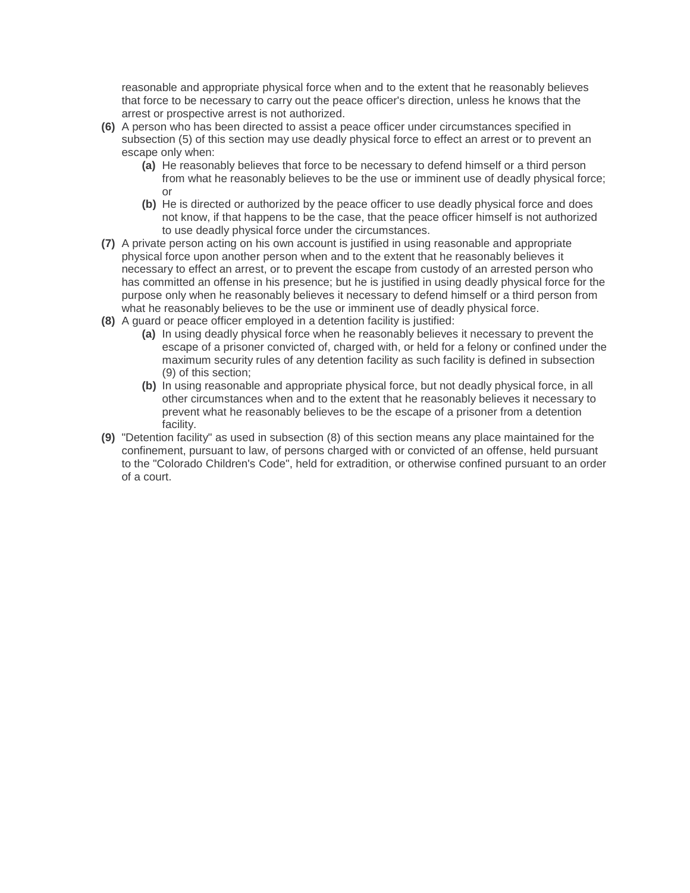reasonable and appropriate physical force when and to the extent that he reasonably believes that force to be necessary to carry out the peace officer's direction, unless he knows that the arrest or prospective arrest is not authorized.

**(6)** A person who has been directed to assist a peace officer under circumstances specified in subsection (5) of this section may use deadly physical force to effect an arrest or to prevent an escape only when:

- **(a)** He reasonably believes that force to be necessary to defend himself or a third person from what he reasonably believes to be the use or imminent use of deadly physical force; or
- **(b)** He is directed or authorized by the peace officer to use deadly physical force and does not know, if that happens to be the case, that the peace officer himself is not authorized to use deadly physical force under the circumstances.

**(7)** A private person acting on his own account is justified in using reasonable and appropriate physical force upon another person when and to the extent that he reasonably believes it necessary to effect an arrest, or to prevent the escape from custody of an arrested person who has committed an offense in his presence; but he is justified in using deadly physical force for the purpose only when he reasonably believes it necessary to defend himself or a third person from what he reasonably believes to be the use or imminent use of deadly physical force.

**(8)** A guard or peace officer employed in a detention facility is justified:

- **(a)** In using deadly physical force when he reasonably believes it necessary to prevent the escape of a prisoner convicted of, charged with, or held for a felony or confined under the maximum security rules of any detention facility as such facility is defined in subsection (9) of this section;
- **(b)** In using reasonable and appropriate physical force, but not deadly physical force, in all other circumstances when and to the extent that he reasonably believes it necessary to prevent what he reasonably believes to be the escape of a prisoner from a detention facility.

**(9)** "Detention facility" as used in subsection (8) of this section means any place maintained for the confinement, pursuant to law, of persons charged with or convicted of an offense, held pursuant to the "Colorado Children's Code", held for extradition, or otherwise confined pursuant to an order of a court.